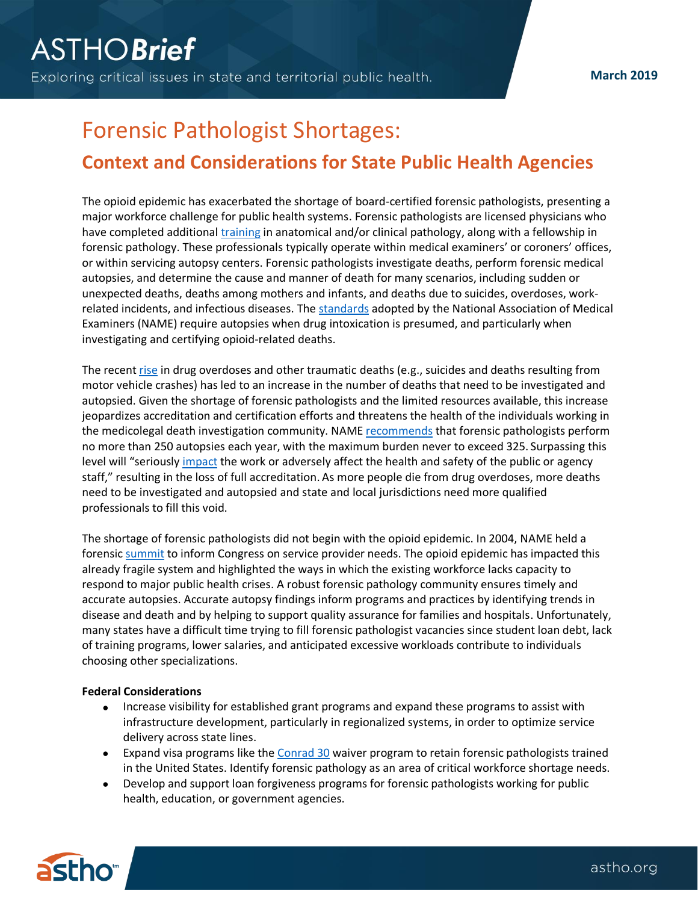# Forensic Pathologist Shortages:

## Context and Considerations for State Public Health Agencies

The opioid epidemic has exacerbated the shortage of board-certified forensic pathologists, presenting a major workforce challenge for public health systems. Forensic pathologists are licensed physicians who have completed additional training in anatomical and/or clinical pathology, along with a fellowship in forensic pathology. These professionals typically operate within medical examiners' or coroners' offices, or within servicing autopsy centers. Forensic pathologists investigate deaths, perform forensic medical autopsies, and determine the cause and manner of death for many scenarios, including sudden or unexpected deaths, deaths among mothers and infants, and deaths due to suicides, overdoses, work-related incidents, and infectious diseases. The standards adopted by the National Association of Medical Examiners (NAME) require autopsies when drug intoxication is presumed, and particularly when investigating and certifying opioid-related deaths.

The recent rise in drug overdoses and other traumatic deaths (e.g., suicides and deaths resulting from motor vehicle crashes) has led to an increase in the number of deaths that need to be investigated and autopsied. Given the shortage of forensic pathologists and the limited resources available, this increase jeopardizes accreditation and certification efforts and threatens the health of the individuals working in the medicolegal death investigation community. NAME recommends that forensic pathologists perform no more than 250 autopsies each year, with the maximum burden never to exceed 325. Surpassing this level will "seriously impact the work or adversely affect the health and safety of the public or agency staff," resulting in the loss of full accreditation. As more people die from drug overdoses, more deaths need to be investigated and autopsied and state and local jurisdictions need more qualified professionals to fill this void.

The shortage of forensic pathologists did not begin with the opioid epidemic. In 2004, NAME held a forensic summit to inform Congress on service provider needs. The opioid epidemic has impacted this already fragile system and highlighted the ways in which the existing workforce lacks capacity to respond to major public health crises. A robust forensic pathology community ensures timely and accurate autopsies. Accurate autopsy findings inform programs and practices by identifying trends in disease and death and by helping to support quality assurance for families and hospitals. Unfortunately, many states have a difficult time trying to fill forensic pathologist vacancies since student loan debt, lack of training programs, lower salaries, and anticipated excessive workloads contribute to individuals choosing other specializations.

**Federal Considerations**

- Increase visibility for established grant programs and expand these programs to assist with infrastructure development, particularly in regionalized systems, in order to optimize service delivery across state lines.
- Expand visa programs like the Conrad 30 waiver program to retain forensic pathologists trained in the United States. Identify forensic pathology as an area of critical workforce shortage needs.
- Develop and support loan forgiveness programs for forensic pathologists working for public health, education, or government agencies.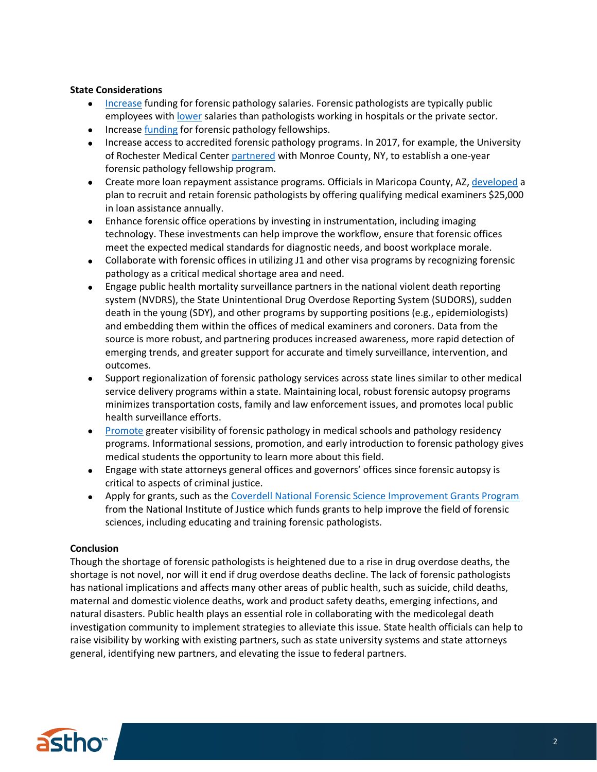**State Considerations**

- Increase funding for forensic pathology salaries. Forensic pathologists are typically public employees with lower salaries than pathologists working in hospitals or the private sector.
- Increase funding for forensic pathology fellowships.
- Increase access to accredited forensic pathology programs. In 2017, for example, the University of Rochester Medical Center partnered with Monroe County, NY, to establish a one-year forensic pathology fellowship program.
- Create more loan repayment assistance programs. Officials in Maricopa County, AZ, developed a plan to recruit and retain forensic pathologists by offering qualifying medical examiners $25,000 in loan assistance annually.
- Enhance forensic office operations by investing in instrumentation, including imaging technology. These investments can help improve the workflow, ensure that forensic offices meet the expected medical standards for diagnostic needs, and boost workplace morale.
- Collaborate with forensic offices in utilizing J1 and other visa programs by recognizing forensic pathology as a critical medical shortage area and need.
- Engage public health mortality surveillance partners in the national violent death reporting system (NVDRS), the State Unintentional Drug Overdose Reporting System (SUDORS), sudden death in the young (SDY), and other programs by supporting positions (e.g., epidemiologists) and embedding them within the offices of medical examiners and coroners. Data from the source is more robust, and partnering produces increased awareness, more rapid detection of emerging trends, and greater support for accurate and timely surveillance, intervention, and outcomes.
- Support regionalization of forensic pathology services across state lines similar to other medical service delivery programs within a state. Maintaining local, robust forensic autopsy programs minimizes transportation costs, family and law enforcement issues, and promotes local public health surveillance efforts.
- Promote greater visibility of forensic pathology in medical schools and pathology residency programs. Informational sessions, promotion, and early introduction to forensic pathology gives medical students the opportunity to learn more about this field.
- Engage with state attorneys general offices and governors' offices since forensic autopsy is critical to aspects of criminal justice.
- Apply for grants, such as the Coverdell National Forensic Science Improvement Grants Program from the National Institute of Justice which funds grants to help improve the field of forensic sciences, including educating and training forensic pathologists.

**Conclusion**

Though the shortage of forensic pathologists is heightened due to a rise in drug overdose deaths, the shortage is not novel, nor will it end if drug overdose deaths decline. The lack of forensic pathologists has national implications and affects many other areas of public health, such as suicide, child deaths, maternal and domestic violence deaths, work and product safety deaths, emerging infections, and natural disasters. Public health plays an essential role in collaborating with the medicolegal death investigation community to implement strategies to alleviate this issue. State health officials can help to raise visibility by working with existing partners, such as state university systems and state attorneys general, identifying new partners, and elevating the issue to federal partners.